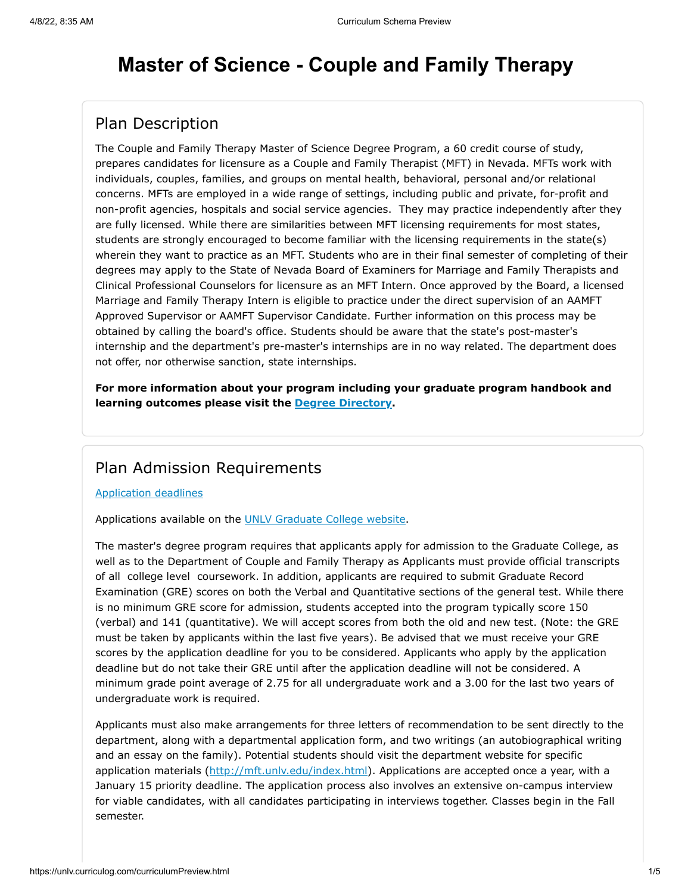# Master of Science - Couple and Family Therapy

## Plan Description

The Couple and Family Therapy Master of Science Degree Program, a 60 credit course of study, prepares candidates for licensure as a Couple and Family Therapist (MFT) in Nevada. MFTs work with individuals, couples, families, and groups on mental health, behavioral, personal and/or relational concerns. MFTs are employed in a wide range of settings, including public and private, for-profit and non-profit agencies, hospitals and social service agencies. They may practice independently after they are fully licensed. While there are similarities between MFT licensing requirements for most states, students are strongly encouraged to become familiar with the licensing requirements in the state(s) wherein they want to practice as an MFT. Students who are in their final semester of completing of their degrees may apply to the State of Nevada Board of Examiners for Marriage and Family Therapists and Clinical Professional Counselors for licensure as an MFT Intern. Once approved by the Board, a licensed Marriage and Family Therapy Intern is eligible to practice under the direct supervision of an AAMFT Approved Supervisor or AAMFT Supervisor Candidate. Further information on this process may be obtained by calling the board's office. Students should be aware that the state's post-master's internship and the department's pre-master's internships are in no way related. The department does not offer, nor otherwise sanction, state internships.

**For more information about your program including your graduate program handbook and learning outcomes please visit the [Degree Directory](#).**

## Plan Admission Requirements

[Application deadlines](#)

Applications available on the [UNLV Graduate College website](#).

The master's degree program requires that applicants apply for admission to the Graduate College, as well as to the Department of Couple and Family Therapy as Applicants must provide official transcripts of all college level coursework. In addition, applicants are required to submit Graduate Record Examination (GRE) scores on both the Verbal and Quantitative sections of the general test. While there is no minimum GRE score for admission, students accepted into the program typically score 150 (verbal) and 141 (quantitative). We will accept scores from both the old and new test. (Note: the GRE must be taken by applicants within the last five years). Be advised that we must receive your GRE scores by the application deadline for you to be considered. Applicants who apply by the application deadline but do not take their GRE until after the application deadline will not be considered. A minimum grade point average of 2.75 for all undergraduate work and a 3.00 for the last two years of undergraduate work is required.

Applicants must also make arrangements for three letters of recommendation to be sent directly to the department, along with a departmental application form, and two writings (an autobiographical writing and an essay on the family). Potential students should visit the department website for specific application materials (http://mft.unlv.edu/index.html). Applications are accepted once a year, with a January 15 priority deadline. The application process also involves an extensive on-campus interview for viable candidates, with all candidates participating in interviews together. Classes begin in the Fall semester.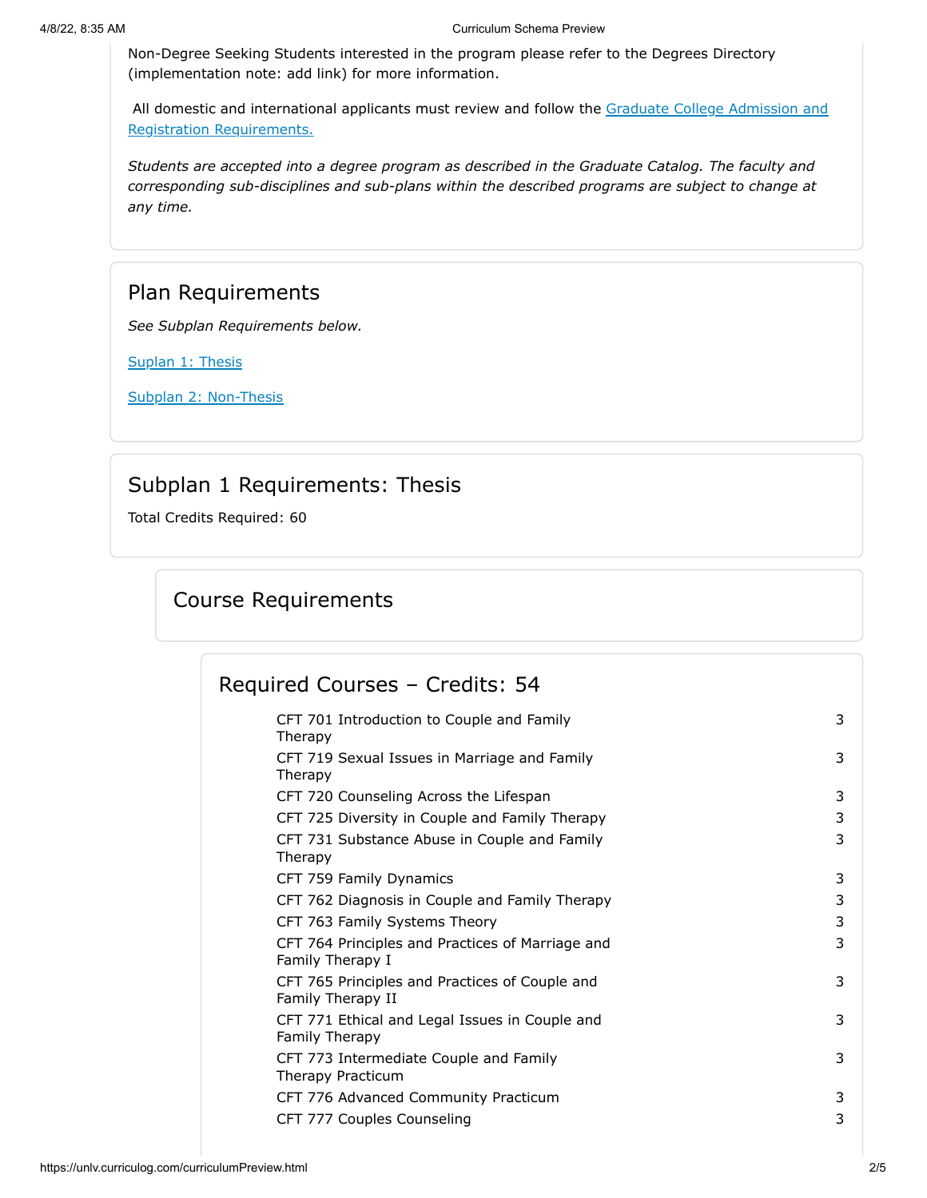Non-Degree Seeking Students interested in the program please refer to the Degrees Directory (implementation note: add link) for more information.

All domestic and international applicants must review and follow the [Graduate College Admission and Registration Requirements.]

*Students are accepted into a degree program as described in the Graduate Catalog. The faculty and corresponding sub-disciplines and sub-plans within the described programs are subject to change at any time.*

## Plan Requirements

*See Subplan Requirements below.*

[Suplan 1: Thesis]

[Subplan 2: Non-Thesis]

## Subplan 1 Requirements: Thesis

Total Credits Required: 60

### Course Requirements

#### Required Courses – Credits: 54

| Course | Credits |
|---|---|
| CFT 701 Introduction to Couple and Family Therapy | 3 |
| CFT 719 Sexual Issues in Marriage and Family Therapy | 3 |
| CFT 720 Counseling Across the Lifespan | 3 |
| CFT 725 Diversity in Couple and Family Therapy | 3 |
| CFT 731 Substance Abuse in Couple and Family Therapy | 3 |
| CFT 759 Family Dynamics | 3 |
| CFT 762 Diagnosis in Couple and Family Therapy | 3 |
| CFT 763 Family Systems Theory | 3 |
| CFT 764 Principles and Practices of Marriage and Family Therapy I | 3 |
| CFT 765 Principles and Practices of Couple and Family Therapy II | 3 |
| CFT 771 Ethical and Legal Issues in Couple and Family Therapy | 3 |
| CFT 773 Intermediate Couple and Family Therapy Practicum | 3 |
| CFT 776 Advanced Community Practicum | 3 |
| CFT 777 Couples Counseling | 3 |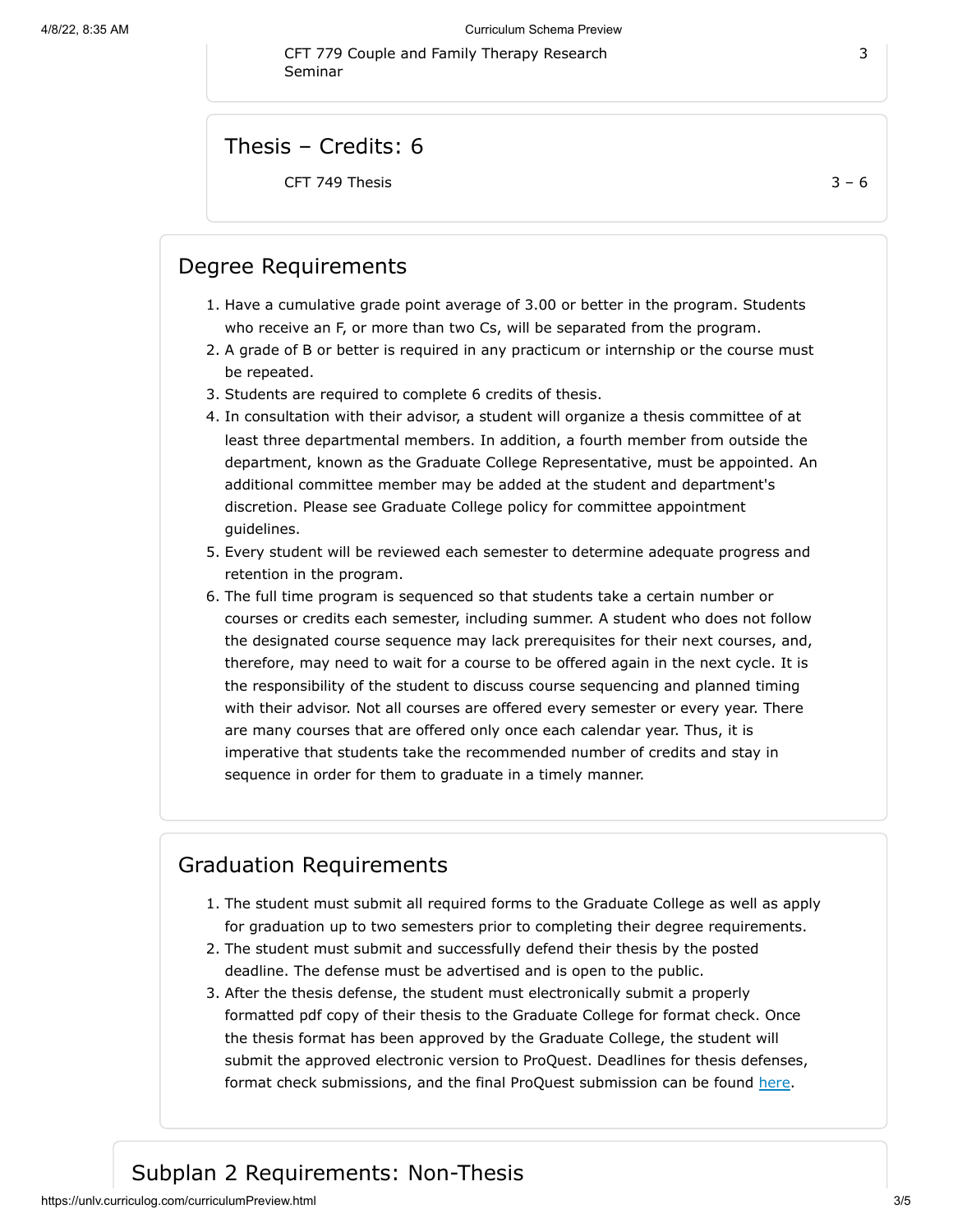| | |
|---|---|
| CFT 779 Couple and Family Therapy Research Seminar | 3 |

### Thesis – Credits: 6

| | |
|---|---|
| CFT 749 Thesis | 3 – 6 |

## Degree Requirements

1. Have a cumulative grade point average of 3.00 or better in the program. Students who receive an F, or more than two Cs, will be separated from the program.
2. A grade of B or better is required in any practicum or internship or the course must be repeated.
3. Students are required to complete 6 credits of thesis.
4. In consultation with their advisor, a student will organize a thesis committee of at least three departmental members. In addition, a fourth member from outside the department, known as the Graduate College Representative, must be appointed. An additional committee member may be added at the student and department's discretion. Please see Graduate College policy for committee appointment guidelines.
5. Every student will be reviewed each semester to determine adequate progress and retention in the program.
6. The full time program is sequenced so that students take a certain number or courses or credits each semester, including summer. A student who does not follow the designated course sequence may lack prerequisites for their next courses, and, therefore, may need to wait for a course to be offered again in the next cycle. It is the responsibility of the student to discuss course sequencing and planned timing with their advisor. Not all courses are offered every semester or every year. There are many courses that are offered only once each calendar year. Thus, it is imperative that students take the recommended number of credits and stay in sequence in order for them to graduate in a timely manner.

## Graduation Requirements

1. The student must submit all required forms to the Graduate College as well as apply for graduation up to two semesters prior to completing their degree requirements.
2. The student must submit and successfully defend their thesis by the posted deadline. The defense must be advertised and is open to the public.
3. After the thesis defense, the student must electronically submit a properly formatted pdf copy of their thesis to the Graduate College for format check. Once the thesis format has been approved by the Graduate College, the student will submit the approved electronic version to ProQuest. Deadlines for thesis defenses, format check submissions, and the final ProQuest submission can be found here.

## Subplan 2 Requirements: Non-Thesis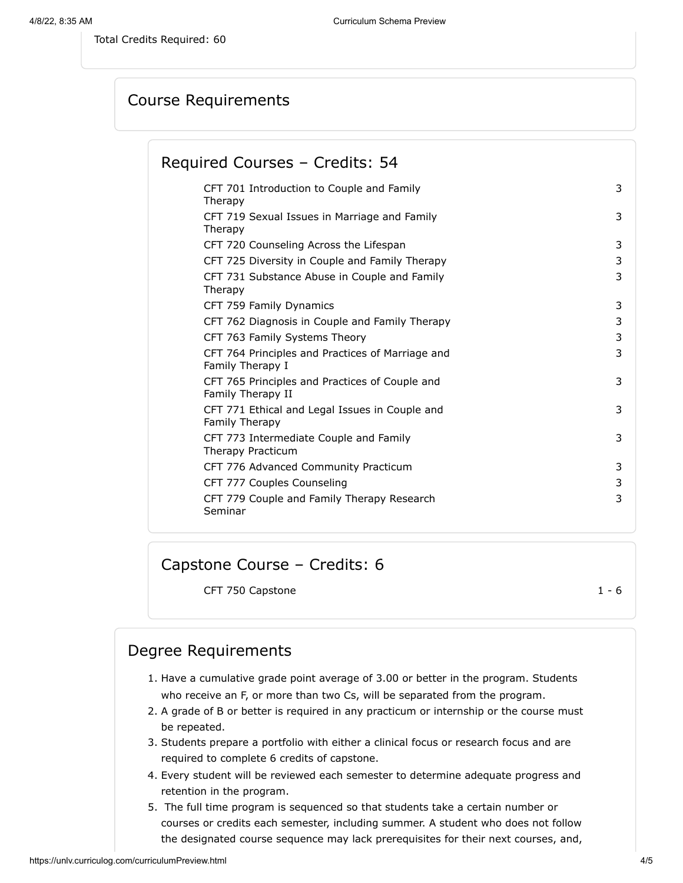Total Credits Required: 60

## Course Requirements

### Required Courses – Credits: 54

| Course | Credits |
| --- | --- |
| CFT 701 Introduction to Couple and Family Therapy | 3 |
| CFT 719 Sexual Issues in Marriage and Family Therapy | 3 |
| CFT 720 Counseling Across the Lifespan | 3 |
| CFT 725 Diversity in Couple and Family Therapy | 3 |
| CFT 731 Substance Abuse in Couple and Family Therapy | 3 |
| CFT 759 Family Dynamics | 3 |
| CFT 762 Diagnosis in Couple and Family Therapy | 3 |
| CFT 763 Family Systems Theory | 3 |
| CFT 764 Principles and Practices of Marriage and Family Therapy I | 3 |
| CFT 765 Principles and Practices of Couple and Family Therapy II | 3 |
| CFT 771 Ethical and Legal Issues in Couple and Family Therapy | 3 |
| CFT 773 Intermediate Couple and Family Therapy Practicum | 3 |
| CFT 776 Advanced Community Practicum | 3 |
| CFT 777 Couples Counseling | 3 |
| CFT 779 Couple and Family Therapy Research Seminar | 3 |

### Capstone Course – Credits: 6

| Course | Credits |
| --- | --- |
| CFT 750 Capstone | 1 - 6 |

## Degree Requirements

1. Have a cumulative grade point average of 3.00 or better in the program. Students who receive an F, or more than two Cs, will be separated from the program.
2. A grade of B or better is required in any practicum or internship or the course must be repeated.
3. Students prepare a portfolio with either a clinical focus or research focus and are required to complete 6 credits of capstone.
4. Every student will be reviewed each semester to determine adequate progress and retention in the program.
5. The full time program is sequenced so that students take a certain number or courses or credits each semester, including summer. A student who does not follow the designated course sequence may lack prerequisites for their next courses, and,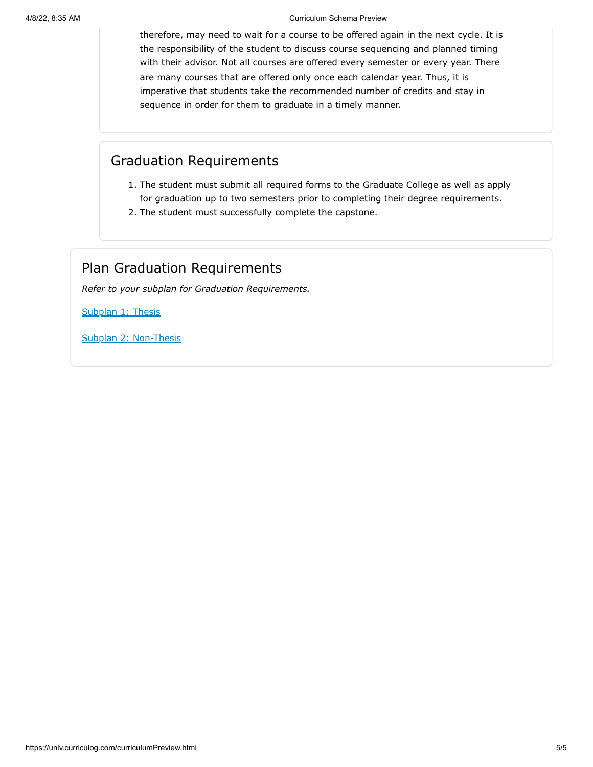therefore, may need to wait for a course to be offered again in the next cycle. It is the responsibility of the student to discuss course sequencing and planned timing with their advisor. Not all courses are offered every semester or every year. There are many courses that are offered only once each calendar year. Thus, it is imperative that students take the recommended number of credits and stay in sequence in order for them to graduate in a timely manner.

## Graduation Requirements

1. The student must submit all required forms to the Graduate College as well as apply for graduation up to two semesters prior to completing their degree requirements.
2. The student must successfully complete the capstone.

## Plan Graduation Requirements

*Refer to your subplan for Graduation Requirements.*

Subplan 1: Thesis

Subplan 2: Non-Thesis